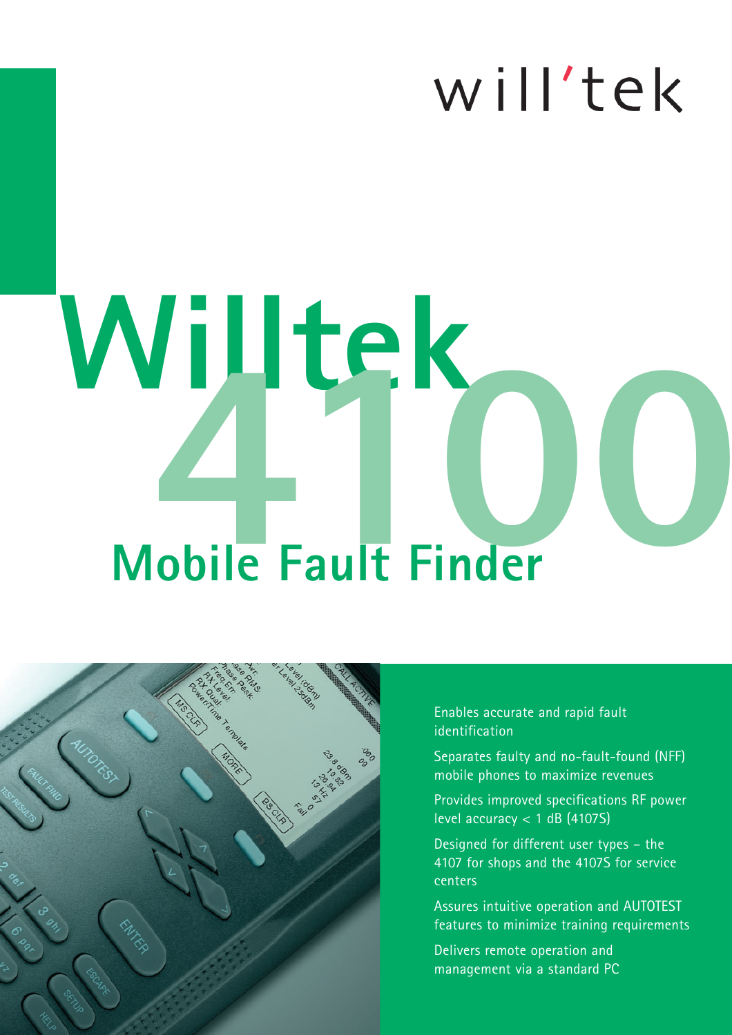will'tek

# Willtek 4100

## Mobile Fault Finder

- Enables accurate and rapid fault identification
- Separates faulty and no-fault-found (NFF) mobile phones to maximize revenues
- Provides improved specifications RF power level accuracy < 1 dB (4107S)
- Designed for different user types – the 4107 for shops and the 4107S for service centers
- Assures intuitive operation and AUTOTEST features to minimize training requirements
- Delivers remote operation and management via a standard PC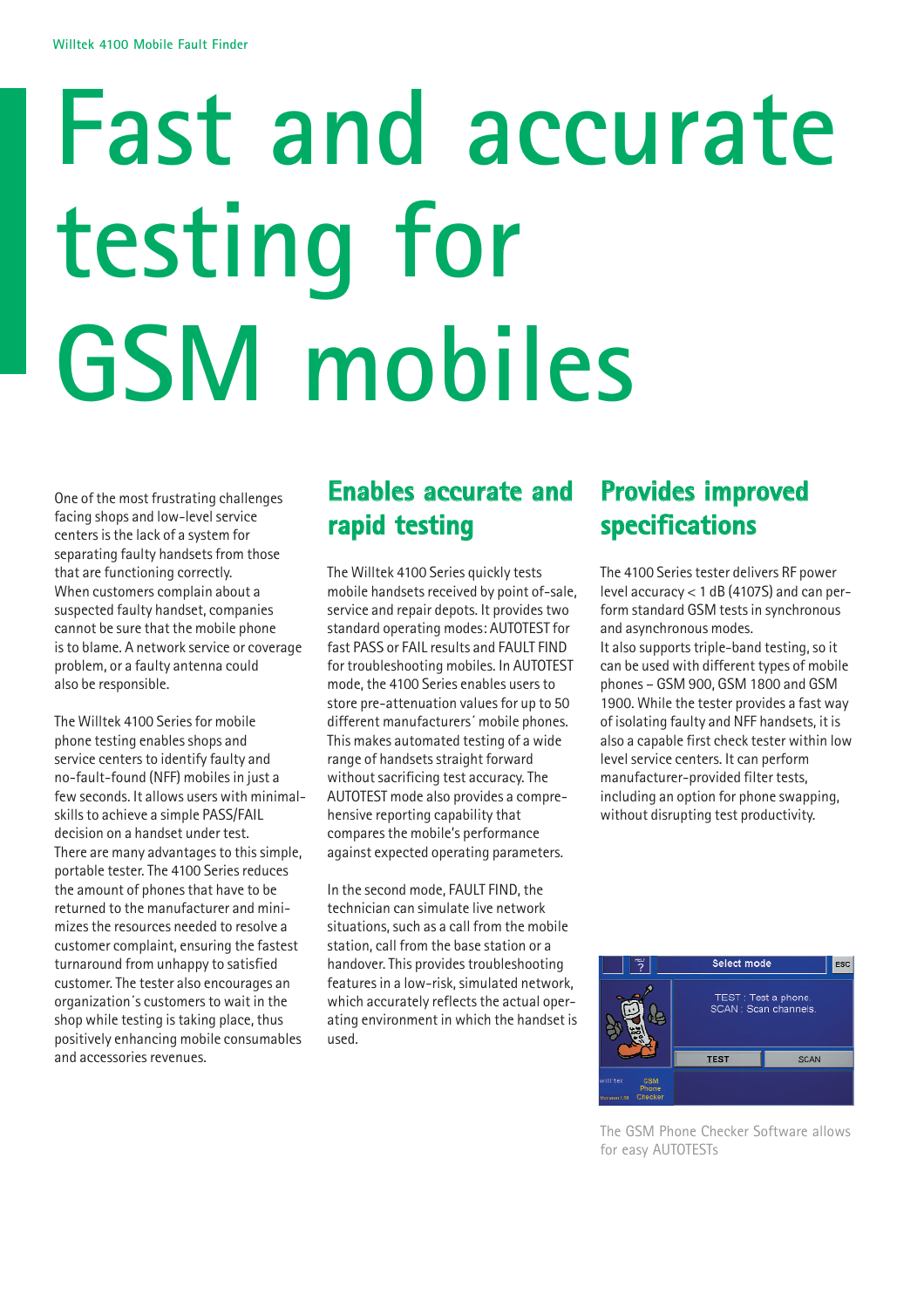# Fast and accurate testing for GSM mobiles

One of the most frustrating challenges facing shops and low-level service centers is the lack of a system for separating faulty handsets from those that are functioning correctly. When customers complain about a suspected faulty handset, companies cannot be sure that the mobile phone is to blame. A network service or coverage problem, or a faulty antenna could also be responsible.

The Willtek 4100 Series for mobile phone testing enables shops and service centers to identify faulty and no-fault-found (NFF) mobiles in just a few seconds. It allows users with minimal-skills to achieve a simple PASS/FAIL decision on a handset under test. There are many advantages to this simple, portable tester. The 4100 Series reduces the amount of phones that have to be returned to the manufacturer and minimizes the resources needed to resolve a customer complaint, ensuring the fastest turnaround from unhappy to satisfied customer. The tester also encourages an organization´s customers to wait in the shop while testing is taking place, thus positively enhancing mobile consumables and accessories revenues.

## Enables accurate and rapid testing

The Willtek 4100 Series quickly tests mobile handsets received by point of-sale, service and repair depots. It provides two standard operating modes: AUTOTEST for fast PASS or FAIL results and FAULT FIND for troubleshooting mobiles. In AUTOTEST mode, the 4100 Series enables users to store pre-attenuation values for up to 50 different manufacturers´ mobile phones. This makes automated testing of a wide range of handsets straight forward without sacrificing test accuracy. The AUTOTEST mode also provides a comprehensive reporting capability that compares the mobile's performance against expected operating parameters.

In the second mode, FAULT FIND, the technician can simulate live network situations, such as a call from the mobile station, call from the base station or a handover. This provides troubleshooting features in a low-risk, simulated network, which accurately reflects the actual operating environment in which the handset is used.

## Provides improved specifications

The 4100 Series tester delivers RF power level accuracy < 1 dB (4107S) and can perform standard GSM tests in synchronous and asynchronous modes.
It also supports triple-band testing, so it can be used with different types of mobile phones – GSM 900, GSM 1800 and GSM 1900. While the tester provides a fast way of isolating faulty and NFF handsets, it is also a capable first check tester within low level service centers. It can perform manufacturer-provided filter tests, including an option for phone swapping, without disrupting test productivity.

The GSM Phone Checker Software allows for easy AUTOTESTs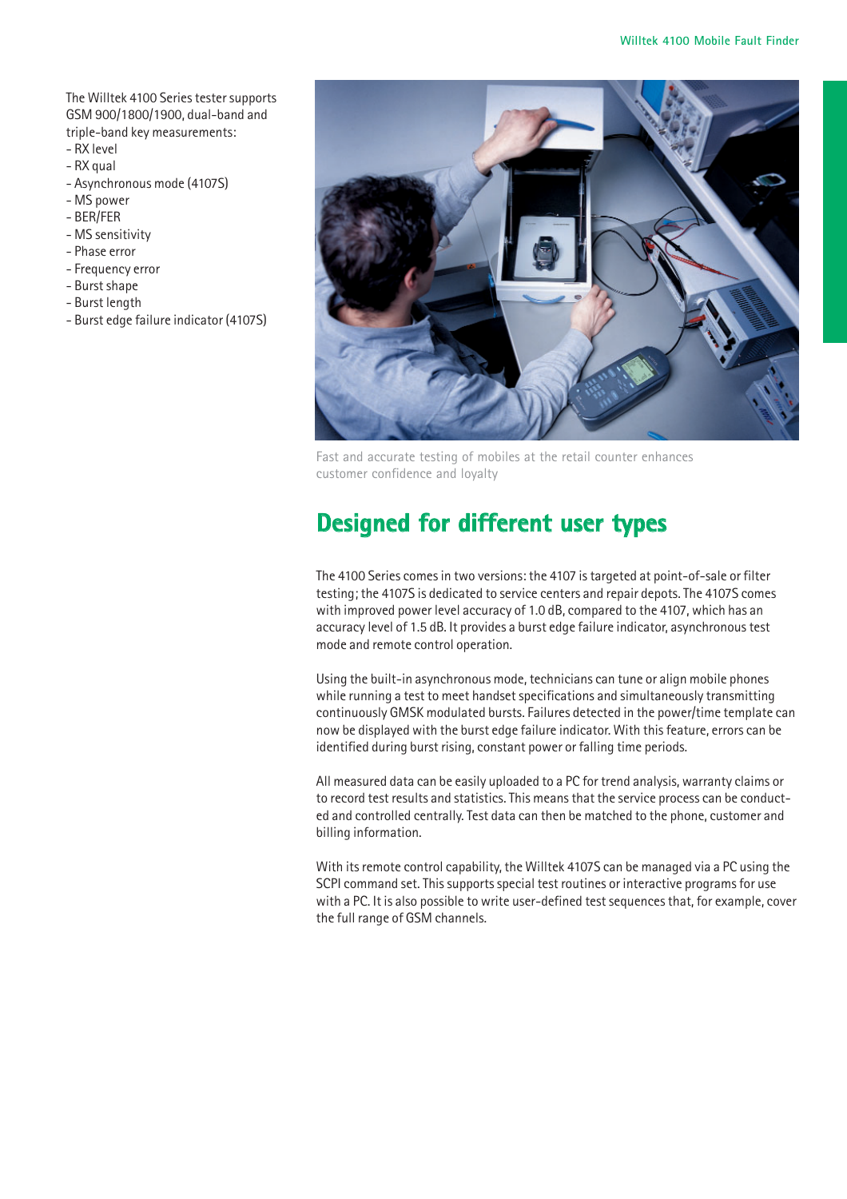The Willtek 4100 Series tester supports GSM 900/1800/1900, dual-band and triple-band key measurements:

- RX level
- RX qual
- Asynchronous mode (4107S)
- MS power
- BER/FER
- MS sensitivity
- Phase error
- Frequency error
- Burst shape
- Burst length
- Burst edge failure indicator (4107S)

Fast and accurate testing of mobiles at the retail counter enhances customer confidence and loyalty

## Designed for different user types

The 4100 Series comes in two versions: the 4107 is targeted at point-of-sale or filter testing; the 4107S is dedicated to service centers and repair depots. The 4107S comes with improved power level accuracy of 1.0 dB, compared to the 4107, which has an accuracy level of 1.5 dB. It provides a burst edge failure indicator, asynchronous test mode and remote control operation.

Using the built-in asynchronous mode, technicians can tune or align mobile phones while running a test to meet handset specifications and simultaneously transmitting continuously GMSK modulated bursts. Failures detected in the power/time template can now be displayed with the burst edge failure indicator. With this feature, errors can be identified during burst rising, constant power or falling time periods.

All measured data can be easily uploaded to a PC for trend analysis, warranty claims or to record test results and statistics. This means that the service process can be conducted and controlled centrally. Test data can then be matched to the phone, customer and billing information.

With its remote control capability, the Willtek 4107S can be managed via a PC using the SCPI command set. This supports special test routines or interactive programs for use with a PC. It is also possible to write user-defined test sequences that, for example, cover the full range of GSM channels.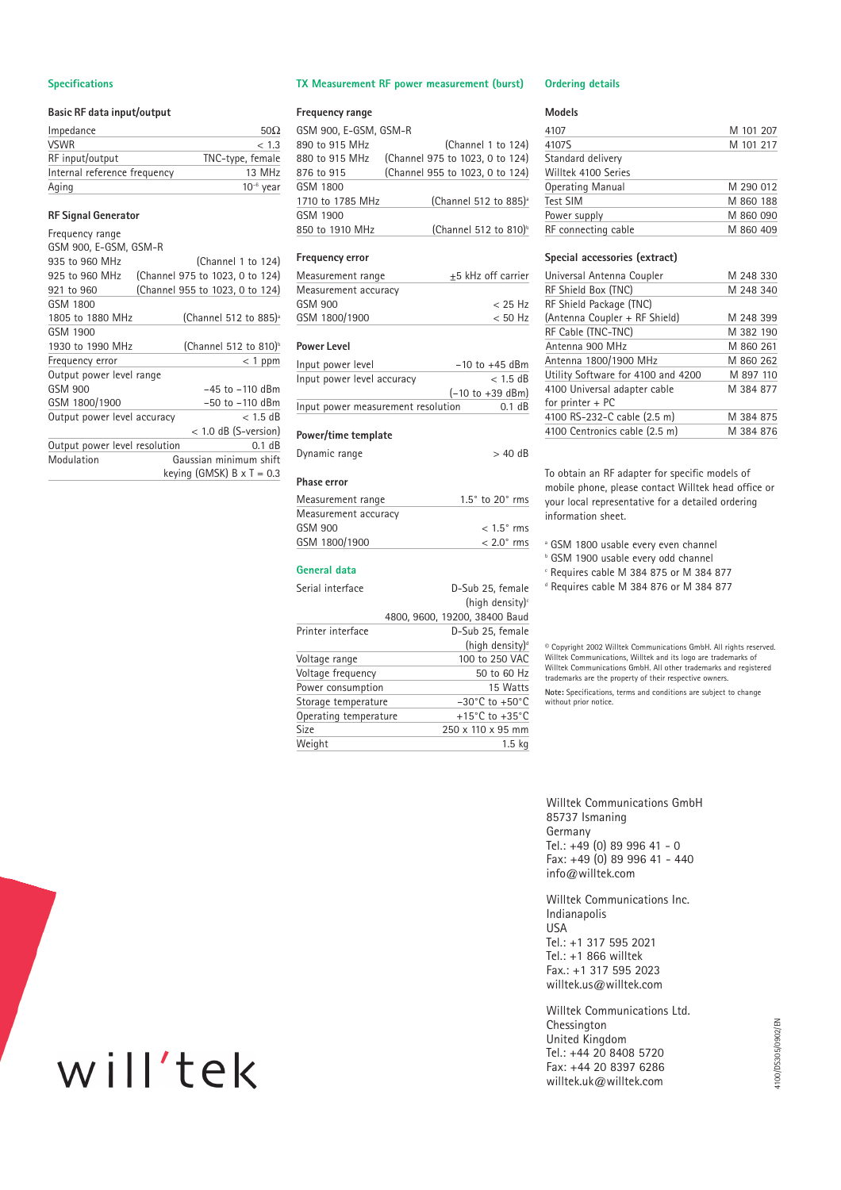## Specifications

### Basic RF data input/output

| | |
|---|---|
| Impedance | 50Ω |
| VSWR | < 1.3 |
| RF input/output | TNC-type, female |
| Internal reference frequency | 13 MHz |
| Aging | $10^{-6}$ year |

### RF Signal Generator

| | |
|---|---|
| Frequency range | |
| GSM 900, E-GSM, GSM-R | |
| 935 to 960 MHz | (Channel 1 to 124) |
| 925 to 960 MHz | (Channel 975 to 1023, 0 to 124) |
| 921 to 960 | (Channel 955 to 1023, 0 to 124) |
| GSM 1800 | |
| 1805 to 1880 MHz | (Channel 512 to 885)[a] |
| GSM 1900 | |
| 1930 to 1990 MHz | (Channel 512 to 810)[b] |
| Frequency error | < 1 ppm |
| Output power level range | |
| GSM 900 | −45 to −110 dBm |
| GSM 1800/1900 | −50 to −110 dBm |
| Output power level accuracy | < 1.5 dB |
| | < 1.0 dB (S-version) |
| Output power level resolution | 0.1 dB |
| Modulation | Gaussian minimum shift keying (GMSK) B x T = 0.3 |

## TX Measurement RF power measurement (burst)

### Frequency range

| | |
|---|---|
| GSM 900, E-GSM, GSM-R | |
| 890 to 915 MHz | (Channel 1 to 124) |
| 880 to 915 MHz | (Channel 975 to 1023, 0 to 124) |
| 876 to 915 | (Channel 955 to 1023, 0 to 124) |
| GSM 1800 | |
| 1710 to 1785 MHz | (Channel 512 to 885)[a] |
| GSM 1900 | |
| 850 to 1910 MHz | (Channel 512 to 810)[b] |

### Frequency error

| | |
|---|---|
| Measurement range | ±5 kHz off carrier |
| Measurement accuracy | |
| GSM 900 | < 25 Hz |
| GSM 1800/1900 | < 50 Hz |

### Power Level

| | |
|---|---|
| Input power level | −10 to +45 dBm |
| Input power level accuracy | < 1.5 dB |
| | (−10 to +39 dBm) |
| Input power measurement resolution | 0.1 dB |

### Power/time template

| | |
|---|---|
| Dynamic range | > 40 dB |

### Phase error

| | |
|---|---|
| Measurement range | 1.5° to 20° rms |
| Measurement accuracy | |
| GSM 900 | < 1.5° rms |
| GSM 1800/1900 | < 2.0° rms |

## General data

| | |
|---|---|
| Serial interface | D-Sub 25, female (high density)[c] |
| | 4800, 9600, 19200, 38400 Baud |
| Printer interface | D-Sub 25, female (high density)[d] |
| Voltage range | 100 to 250 VAC |
| Voltage frequency | 50 to 60 Hz |
| Power consumption | 15 Watts |
| Storage temperature | −30°C to +50°C |
| Operating temperature | +15°C to +35°C |
| Size | 250 x 110 x 95 mm |
| Weight | 1.5 kg |

## Ordering details

### Models

| | |
|---|---|
| 4107 | M 101 207 |
| 4107S | M 101 217 |
| Standard delivery | |
| Willtek 4100 Series | |
| Operating Manual | M 290 012 |
| Test SIM | M 860 188 |
| Power supply | M 860 090 |
| RF connecting cable | M 860 409 |

### Special accessories (extract)

| | |
|---|---|
| Universal Antenna Coupler | M 248 330 |
| RF Shield Box (TNC) | M 248 340 |
| RF Shield Package (TNC) (Antenna Coupler + RF Shield) | M 248 399 |
| RF Cable (TNC-TNC) | M 382 190 |
| Antenna 900 MHz | M 860 261 |
| Antenna 1800/1900 MHz | M 860 262 |
| Utility Software for 4100 and 4200 | M 897 110 |
| 4100 Universal adapter cable for printer + PC | M 384 877 |
| 4100 RS-232-C cable (2.5 m) | M 384 875 |
| 4100 Centronics cable (2.5 m) | M 384 876 |

To obtain an RF adapter for specific models of mobile phone, please contact Willtek head office or your local representative for a detailed ordering information sheet.

[a] GSM 1800 usable every even channel
[b] GSM 1900 usable every odd channel
[c] Requires cable M 384 875 or M 384 877
[d] Requires cable M 384 876 or M 384 877

© Copyright 2002 Willtek Communications GmbH. All rights reserved. Willtek Communications, Willtek and its logo are trademarks of Willtek Communications GmbH. All other trademarks and registered trademarks are the property of their respective owners.

**Note:** Specifications, terms and conditions are subject to change without prior notice.

will'tek

Willtek Communications GmbH
85737 Ismaning
Germany
Tel.: +49 (0) 89 996 41 - 0
Fax: +49 (0) 89 996 41 - 440
info@willtek.com

Willtek Communications Inc.
Indianapolis
USA
Tel.: +1 317 595 2021
Tel.: +1 866 willtek
Fax.: +1 317 595 2023
willtek.us@willtek.com

Willtek Communications Ltd.
Chessington
United Kingdom
Tel.: +44 20 8408 5720
Fax: +44 20 8397 6286
willtek.uk@willtek.com

4100/DS305/0902/EN